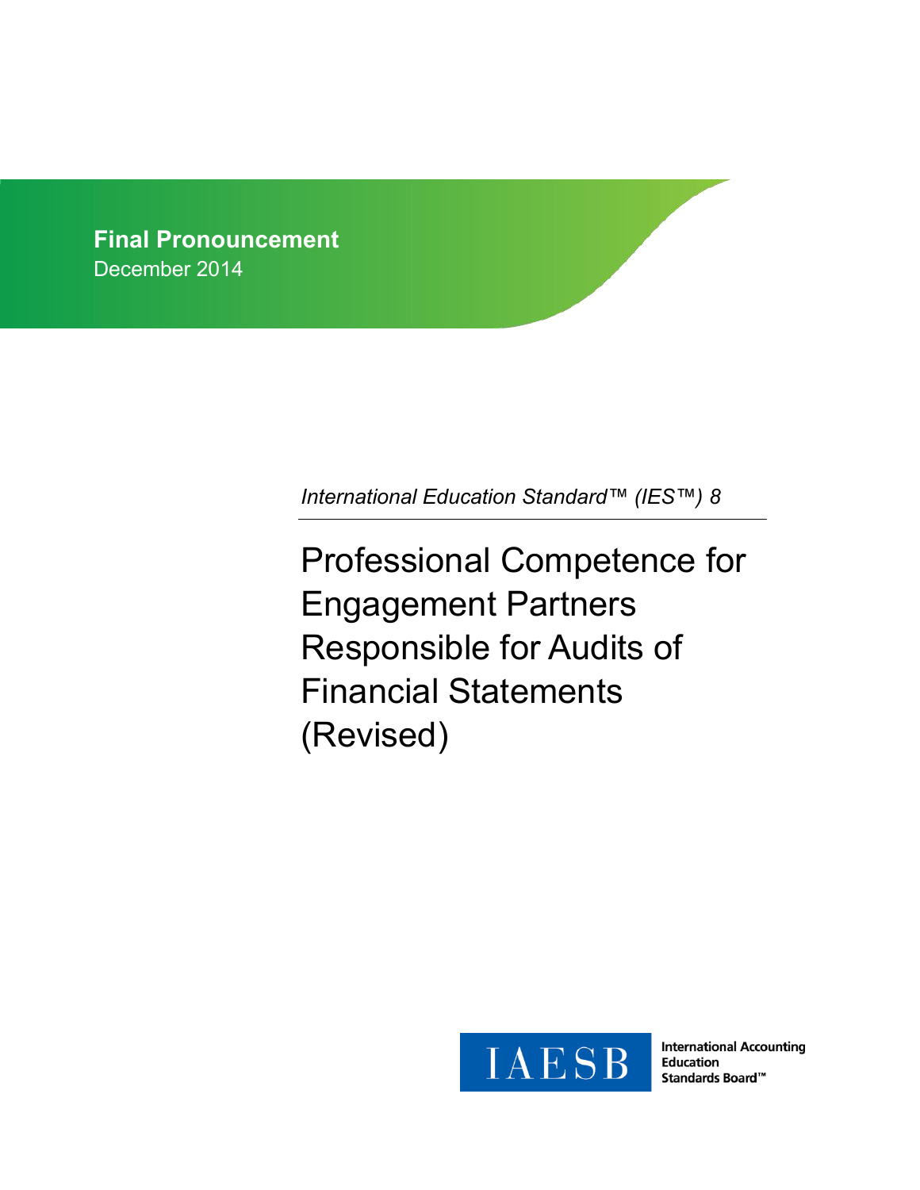**Final Pronouncement**
December 2014

*International Education Standard™ (IES™) 8*

# Professional Competence for Engagement Partners Responsible for Audits of Financial Statements (Revised)

IAESB International Accounting Education Standards Board™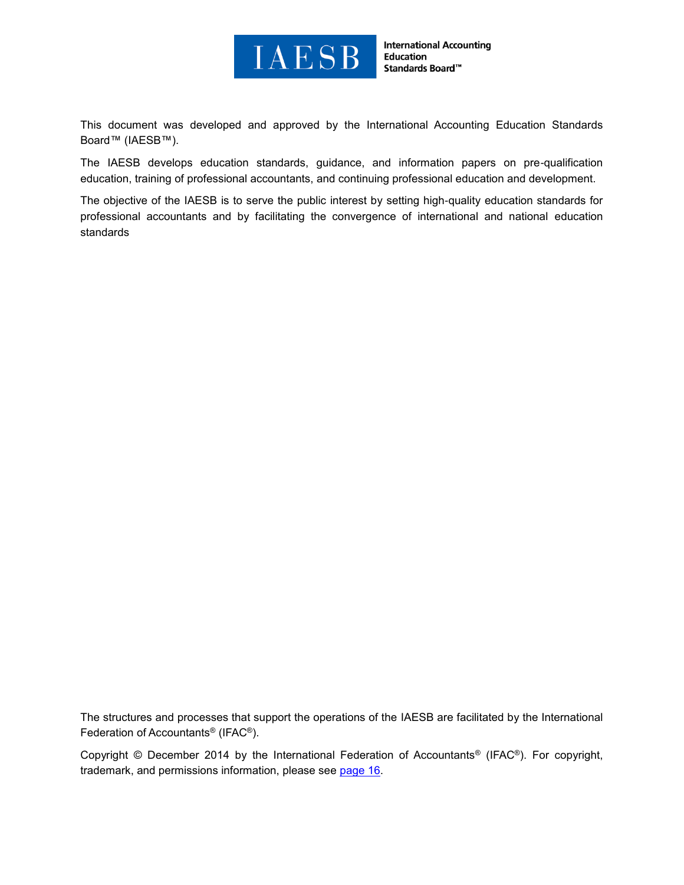IAESB International Accounting Education Standards Board™

This document was developed and approved by the International Accounting Education Standards Board™ (IAESB™).

The IAESB develops education standards, guidance, and information papers on pre-qualification education, training of professional accountants, and continuing professional education and development.

The objective of the IAESB is to serve the public interest by setting high-quality education standards for professional accountants and by facilitating the convergence of international and national education standards

The structures and processes that support the operations of the IAESB are facilitated by the International Federation of Accountants® (IFAC®).

Copyright © December 2014 by the International Federation of Accountants® (IFAC®). For copyright, trademark, and permissions information, please see page 16.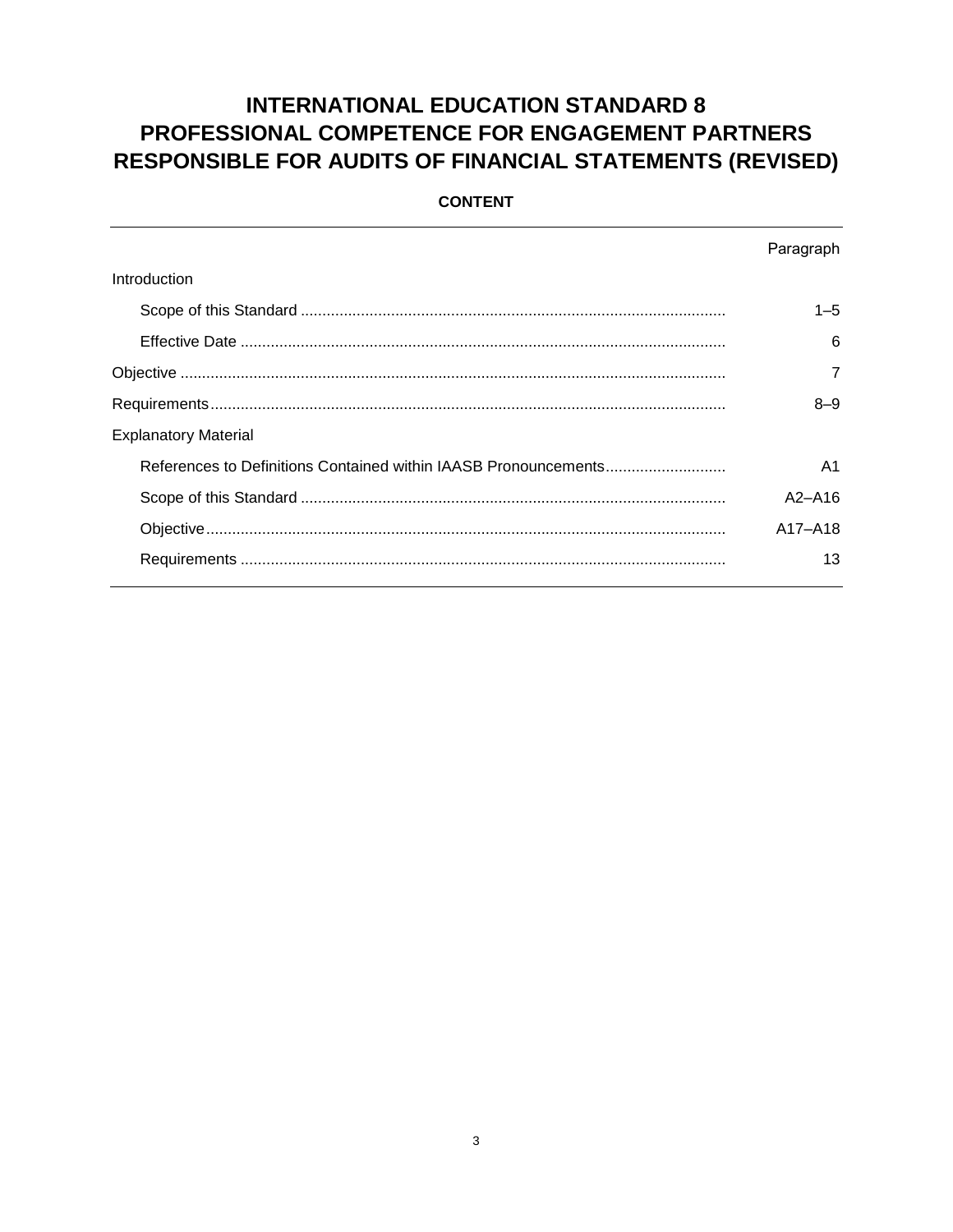# INTERNATIONAL EDUCATION STANDARD 8 PROFESSIONAL COMPETENCE FOR ENGAGEMENT PARTNERS RESPONSIBLE FOR AUDITS OF FINANCIAL STATEMENTS (REVISED)

**CONTENT**

| | Paragraph |
|---|---|
| Introduction | |
| Scope of this Standard | 1–5 |
| Effective Date | 6 |
| Objective | 7 |
| Requirements | 8–9 |
| Explanatory Material | |
| References to Definitions Contained within IAASB Pronouncements | A1 |
| Scope of this Standard | A2–A16 |
| Objective | A17–A18 |
| Requirements | 13 |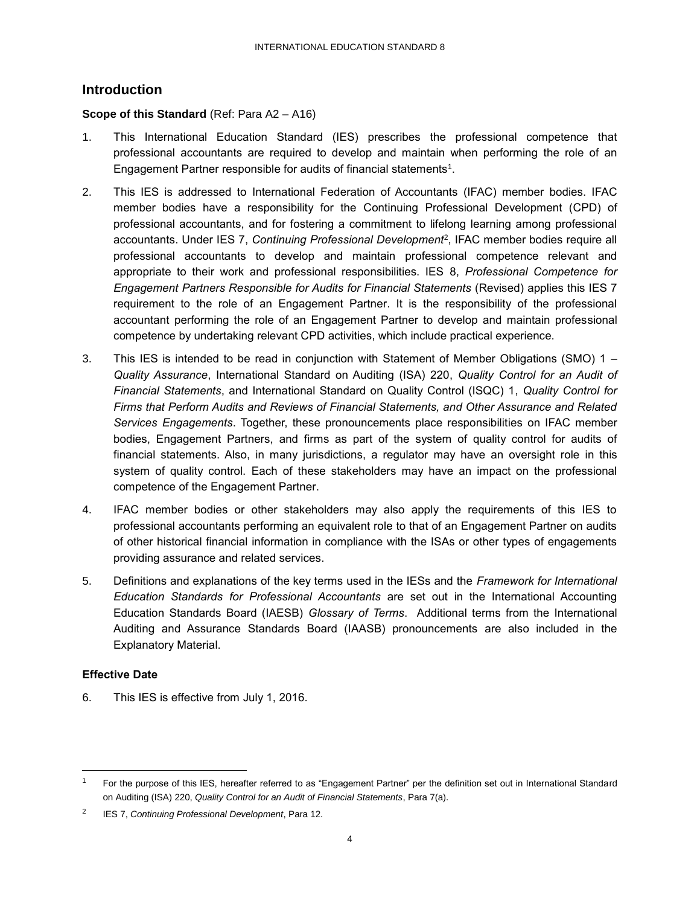## Introduction

**Scope of this Standard** (Ref: Para A2 – A16)

1. This International Education Standard (IES) prescribes the professional competence that professional accountants are required to develop and maintain when performing the role of an Engagement Partner responsible for audits of financial statements[1].

2. This IES is addressed to International Federation of Accountants (IFAC) member bodies. IFAC member bodies have a responsibility for the Continuing Professional Development (CPD) of professional accountants, and for fostering a commitment to lifelong learning among professional accountants. Under IES 7, *Continuing Professional Development*[2], IFAC member bodies require all professional accountants to develop and maintain professional competence relevant and appropriate to their work and professional responsibilities. IES 8, *Professional Competence for Engagement Partners Responsible for Audits for Financial Statements* (Revised) applies this IES 7 requirement to the role of an Engagement Partner. It is the responsibility of the professional accountant performing the role of an Engagement Partner to develop and maintain professional competence by undertaking relevant CPD activities, which include practical experience.

3. This IES is intended to be read in conjunction with Statement of Member Obligations (SMO) 1 – *Quality Assurance*, International Standard on Auditing (ISA) 220, *Quality Control for an Audit of Financial Statements*, and International Standard on Quality Control (ISQC) 1, *Quality Control for Firms that Perform Audits and Reviews of Financial Statements, and Other Assurance and Related Services Engagements*. Together, these pronouncements place responsibilities on IFAC member bodies, Engagement Partners, and firms as part of the system of quality control for audits of financial statements. Also, in many jurisdictions, a regulator may have an oversight role in this system of quality control. Each of these stakeholders may have an impact on the professional competence of the Engagement Partner.

4. IFAC member bodies or other stakeholders may also apply the requirements of this IES to professional accountants performing an equivalent role to that of an Engagement Partner on audits of other historical financial information in compliance with the ISAs or other types of engagements providing assurance and related services.

5. Definitions and explanations of the key terms used in the IESs and the *Framework for International Education Standards for Professional Accountants* are set out in the International Accounting Education Standards Board (IAESB) *Glossary of Terms*. Additional terms from the International Auditing and Assurance Standards Board (IAASB) pronouncements are also included in the Explanatory Material.

**Effective Date**

6. This IES is effective from July 1, 2016.

---

[1] For the purpose of this IES, hereafter referred to as "Engagement Partner" per the definition set out in International Standard on Auditing (ISA) 220, *Quality Control for an Audit of Financial Statements*, Para 7(a).

[2] IES 7, *Continuing Professional Development*, Para 12.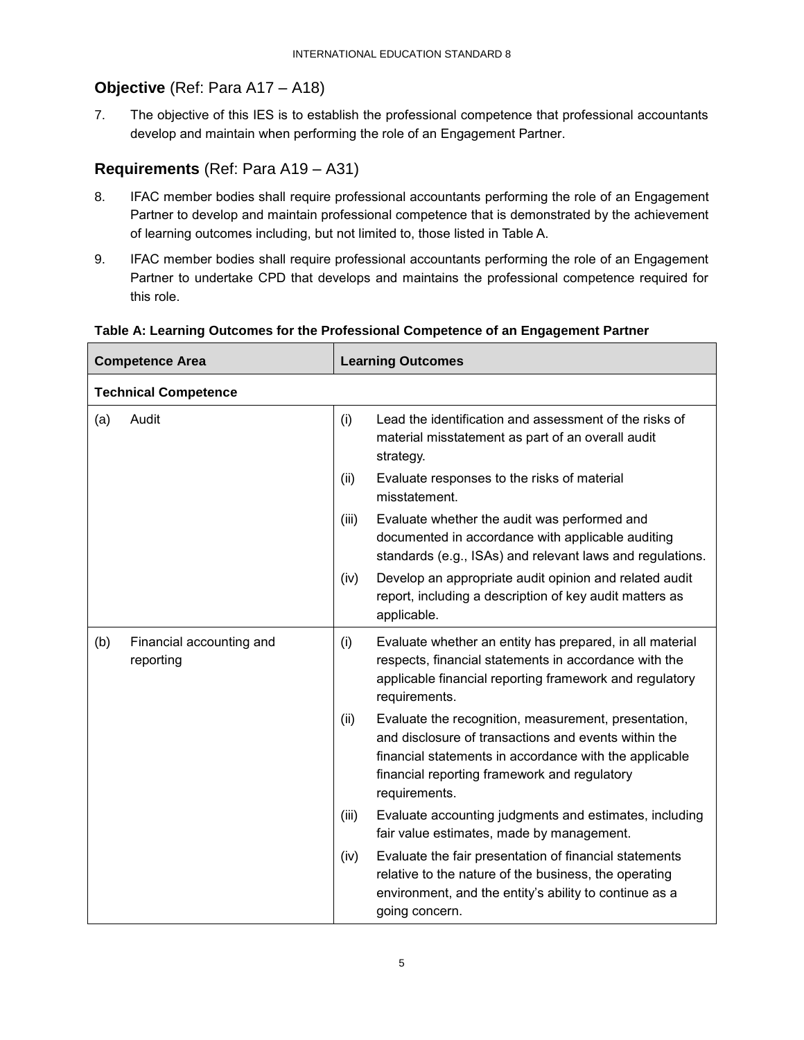## **Objective** (Ref: Para A17 – A18)

7. The objective of this IES is to establish the professional competence that professional accountants develop and maintain when performing the role of an Engagement Partner.

## **Requirements** (Ref: Para A19 – A31)

8. IFAC member bodies shall require professional accountants performing the role of an Engagement Partner to develop and maintain professional competence that is demonstrated by the achievement of learning outcomes including, but not limited to, those listed in Table A.

9. IFAC member bodies shall require professional accountants performing the role of an Engagement Partner to undertake CPD that develops and maintains the professional competence required for this role.

**Table A: Learning Outcomes for the Professional Competence of an Engagement Partner**

| Competence Area | Learning Outcomes |
|---|---|
| **Technical Competence** | |
| (a) Audit | (i) Lead the identification and assessment of the risks of material misstatement as part of an overall audit strategy. |
| | (ii) Evaluate responses to the risks of material misstatement. |
| | (iii) Evaluate whether the audit was performed and documented in accordance with applicable auditing standards (e.g., ISAs) and relevant laws and regulations. |
| | (iv) Develop an appropriate audit opinion and related audit report, including a description of key audit matters as applicable. |
| (b) Financial accounting and reporting | (i) Evaluate whether an entity has prepared, in all material respects, financial statements in accordance with the applicable financial reporting framework and regulatory requirements. |
| | (ii) Evaluate the recognition, measurement, presentation, and disclosure of transactions and events within the financial statements in accordance with the applicable financial reporting framework and regulatory requirements. |
| | (iii) Evaluate accounting judgments and estimates, including fair value estimates, made by management. |
| | (iv) Evaluate the fair presentation of financial statements relative to the nature of the business, the operating environment, and the entity's ability to continue as a going concern. |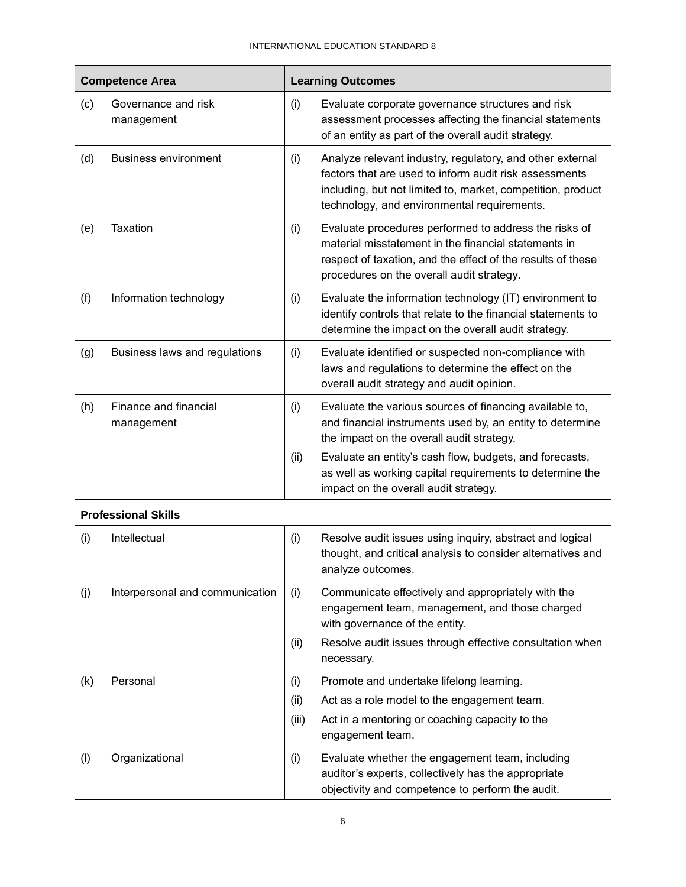| Competence Area | | Learning Outcomes | |
|---|---|---|---|
| (c) | Governance and risk management | (i) | Evaluate corporate governance structures and risk assessment processes affecting the financial statements of an entity as part of the overall audit strategy. |
| (d) | Business environment | (i) | Analyze relevant industry, regulatory, and other external factors that are used to inform audit risk assessments including, but not limited to, market, competition, product technology, and environmental requirements. |
| (e) | Taxation | (i) | Evaluate procedures performed to address the risks of material misstatement in the financial statements in respect of taxation, and the effect of the results of these procedures on the overall audit strategy. |
| (f) | Information technology | (i) | Evaluate the information technology (IT) environment to identify controls that relate to the financial statements to determine the impact on the overall audit strategy. |
| (g) | Business laws and regulations | (i) | Evaluate identified or suspected non-compliance with laws and regulations to determine the effect on the overall audit strategy and audit opinion. |
| (h) | Finance and financial management | (i) | Evaluate the various sources of financing available to, and financial instruments used by, an entity to determine the impact on the overall audit strategy. |
| | | (ii) | Evaluate an entity's cash flow, budgets, and forecasts, as well as working capital requirements to determine the impact on the overall audit strategy. |
| **Professional Skills** | | | |
| (i) | Intellectual | (i) | Resolve audit issues using inquiry, abstract and logical thought, and critical analysis to consider alternatives and analyze outcomes. |
| (j) | Interpersonal and communication | (i) | Communicate effectively and appropriately with the engagement team, management, and those charged with governance of the entity. |
| | | (ii) | Resolve audit issues through effective consultation when necessary. |
| (k) | Personal | (i) | Promote and undertake lifelong learning. |
| | | (ii) | Act as a role model to the engagement team. |
| | | (iii) | Act in a mentoring or coaching capacity to the engagement team. |
| (l) | Organizational | (i) | Evaluate whether the engagement team, including auditor's experts, collectively has the appropriate objectivity and competence to perform the audit. |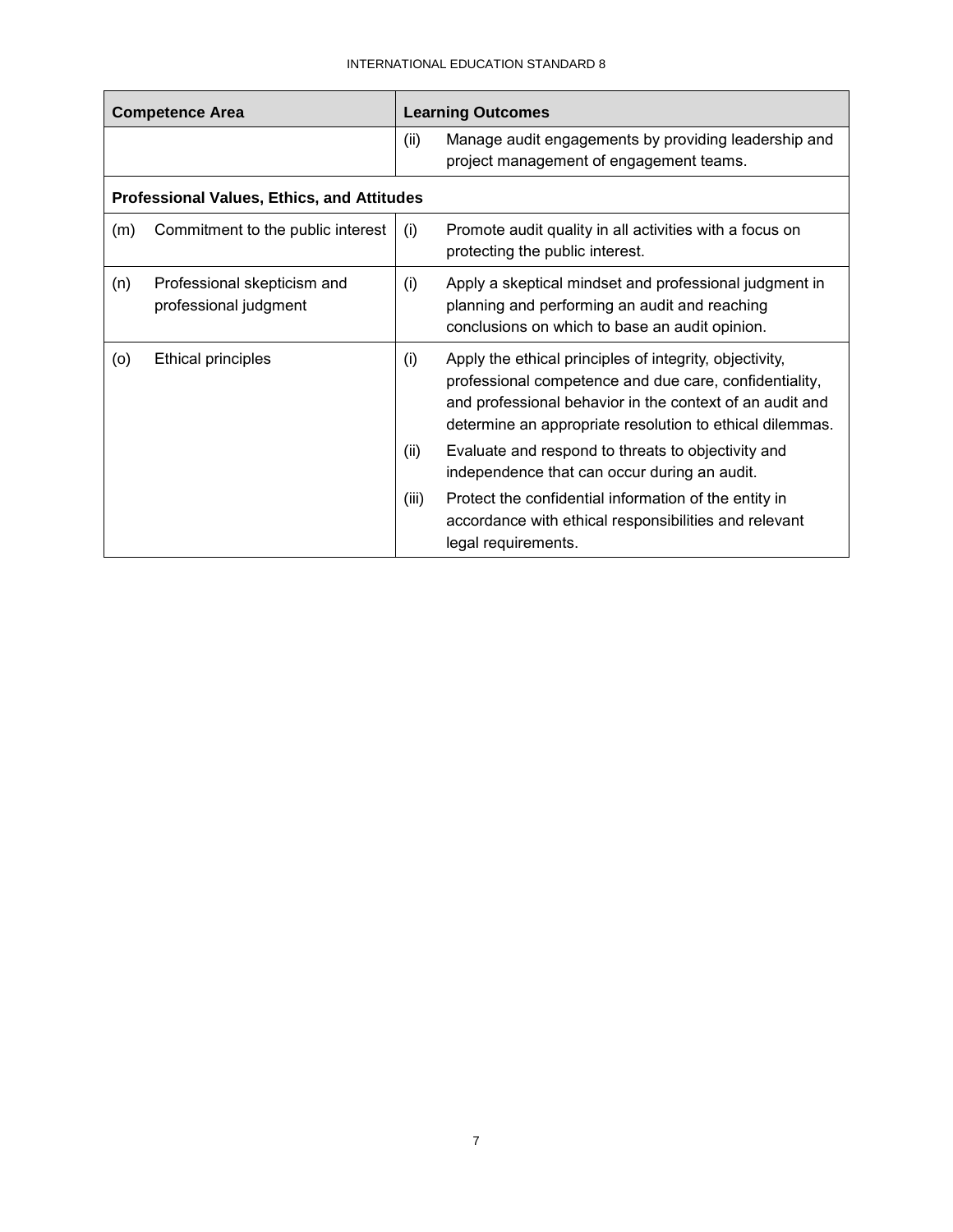| Competence Area | Learning Outcomes |
| --- | --- |
| | (ii) Manage audit engagements by providing leadership and project management of engagement teams. |
| **Professional Values, Ethics, and Attitudes** | |
| (m) Commitment to the public interest | (i) Promote audit quality in all activities with a focus on protecting the public interest. |
| (n) Professional skepticism and professional judgment | (i) Apply a skeptical mindset and professional judgment in planning and performing an audit and reaching conclusions on which to base an audit opinion. |
| (o) Ethical principles | (i) Apply the ethical principles of integrity, objectivity, professional competence and due care, confidentiality, and professional behavior in the context of an audit and determine an appropriate resolution to ethical dilemmas. |
| | (ii) Evaluate and respond to threats to objectivity and independence that can occur during an audit. |
| | (iii) Protect the confidential information of the entity in accordance with ethical responsibilities and relevant legal requirements. |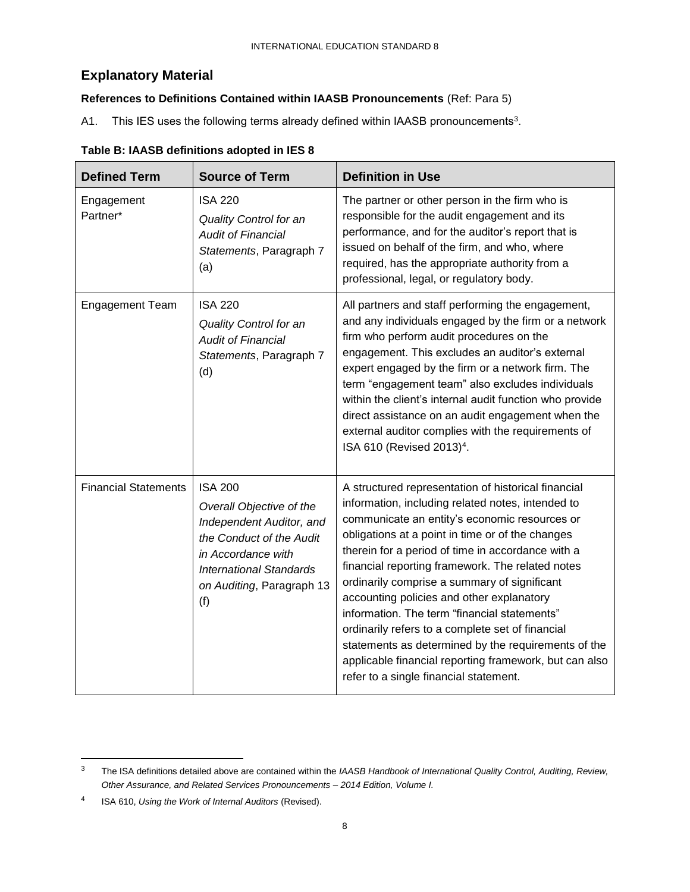## Explanatory Material

**References to Definitions Contained within IAASB Pronouncements** (Ref: Para 5)

A1. This IES uses the following terms already defined within IAASB pronouncements[3].

**Table B: IAASB definitions adopted in IES 8**

| Defined Term | Source of Term | Definition in Use |
|---|---|---|
| Engagement Partner* | ISA 220 *Quality Control for an Audit of Financial Statements*, Paragraph 7 (a) | The partner or other person in the firm who is responsible for the audit engagement and its performance, and for the auditor's report that is issued on behalf of the firm, and who, where required, has the appropriate authority from a professional, legal, or regulatory body. |
| Engagement Team | ISA 220 *Quality Control for an Audit of Financial Statements*, Paragraph 7 (d) | All partners and staff performing the engagement, and any individuals engaged by the firm or a network firm who perform audit procedures on the engagement. This excludes an auditor's external expert engaged by the firm or a network firm. The term "engagement team" also excludes individuals within the client's internal audit function who provide direct assistance on an audit engagement when the external auditor complies with the requirements of ISA 610 (Revised 2013)[4]. |
| Financial Statements | ISA 200 *Overall Objective of the Independent Auditor, and the Conduct of the Audit in Accordance with International Standards on Auditing*, Paragraph 13 (f) | A structured representation of historical financial information, including related notes, intended to communicate an entity's economic resources or obligations at a point in time or of the changes therein for a period of time in accordance with a financial reporting framework. The related notes ordinarily comprise a summary of significant accounting policies and other explanatory information. The term "financial statements" ordinarily refers to a complete set of financial statements as determined by the requirements of the applicable financial reporting framework, but can also refer to a single financial statement. |

[3] The ISA definitions detailed above are contained within the *IAASB Handbook of International Quality Control, Auditing, Review, Other Assurance, and Related Services Pronouncements – 2014 Edition, Volume I.*

[4] ISA 610, *Using the Work of Internal Auditors* (Revised).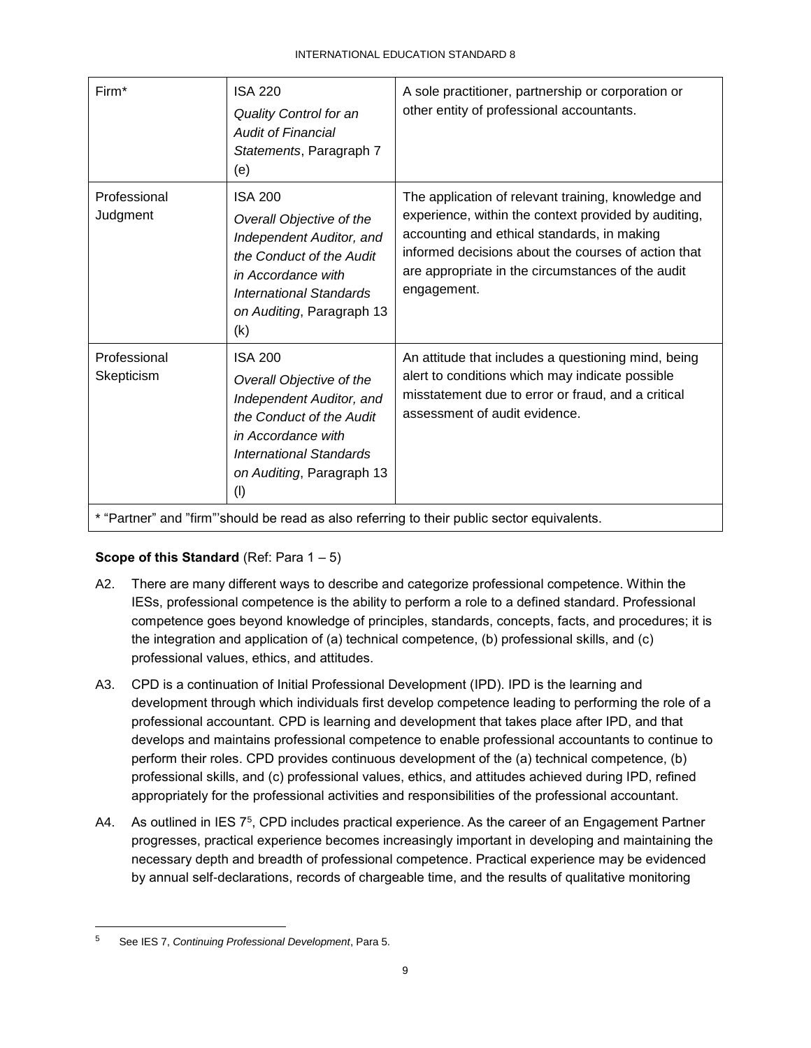| Firm* | ISA 220 *Quality Control for an Audit of Financial Statements*, Paragraph 7 (e) | A sole practitioner, partnership or corporation or other entity of professional accountants. |
|---|---|---|
| Professional Judgment | ISA 200 *Overall Objective of the Independent Auditor, and the Conduct of the Audit in Accordance with International Standards on Auditing*, Paragraph 13 (k) | The application of relevant training, knowledge and experience, within the context provided by auditing, accounting and ethical standards, in making informed decisions about the courses of action that are appropriate in the circumstances of the audit engagement. |
| Professional Skepticism | ISA 200 *Overall Objective of the Independent Auditor, and the Conduct of the Audit in Accordance with International Standards on Auditing*, Paragraph 13 (l) | An attitude that includes a questioning mind, being alert to conditions which may indicate possible misstatement due to error or fraud, and a critical assessment of audit evidence. |
| * "Partner" and "firm"'should be read as also referring to their public sector equivalents. | | |

**Scope of this Standard** (Ref: Para 1 – 5)

A2. There are many different ways to describe and categorize professional competence. Within the IESs, professional competence is the ability to perform a role to a defined standard. Professional competence goes beyond knowledge of principles, standards, concepts, facts, and procedures; it is the integration and application of (a) technical competence, (b) professional skills, and (c) professional values, ethics, and attitudes.

A3. CPD is a continuation of Initial Professional Development (IPD). IPD is the learning and development through which individuals first develop competence leading to performing the role of a professional accountant. CPD is learning and development that takes place after IPD, and that develops and maintains professional competence to enable professional accountants to continue to perform their roles. CPD provides continuous development of the (a) technical competence, (b) professional skills, and (c) professional values, ethics, and attitudes achieved during IPD, refined appropriately for the professional activities and responsibilities of the professional accountant.

A4. As outlined in IES 7[5], CPD includes practical experience. As the career of an Engagement Partner progresses, practical experience becomes increasingly important in developing and maintaining the necessary depth and breadth of professional competence. Practical experience may be evidenced by annual self-declarations, records of chargeable time, and the results of qualitative monitoring

[5] See IES 7, *Continuing Professional Development*, Para 5.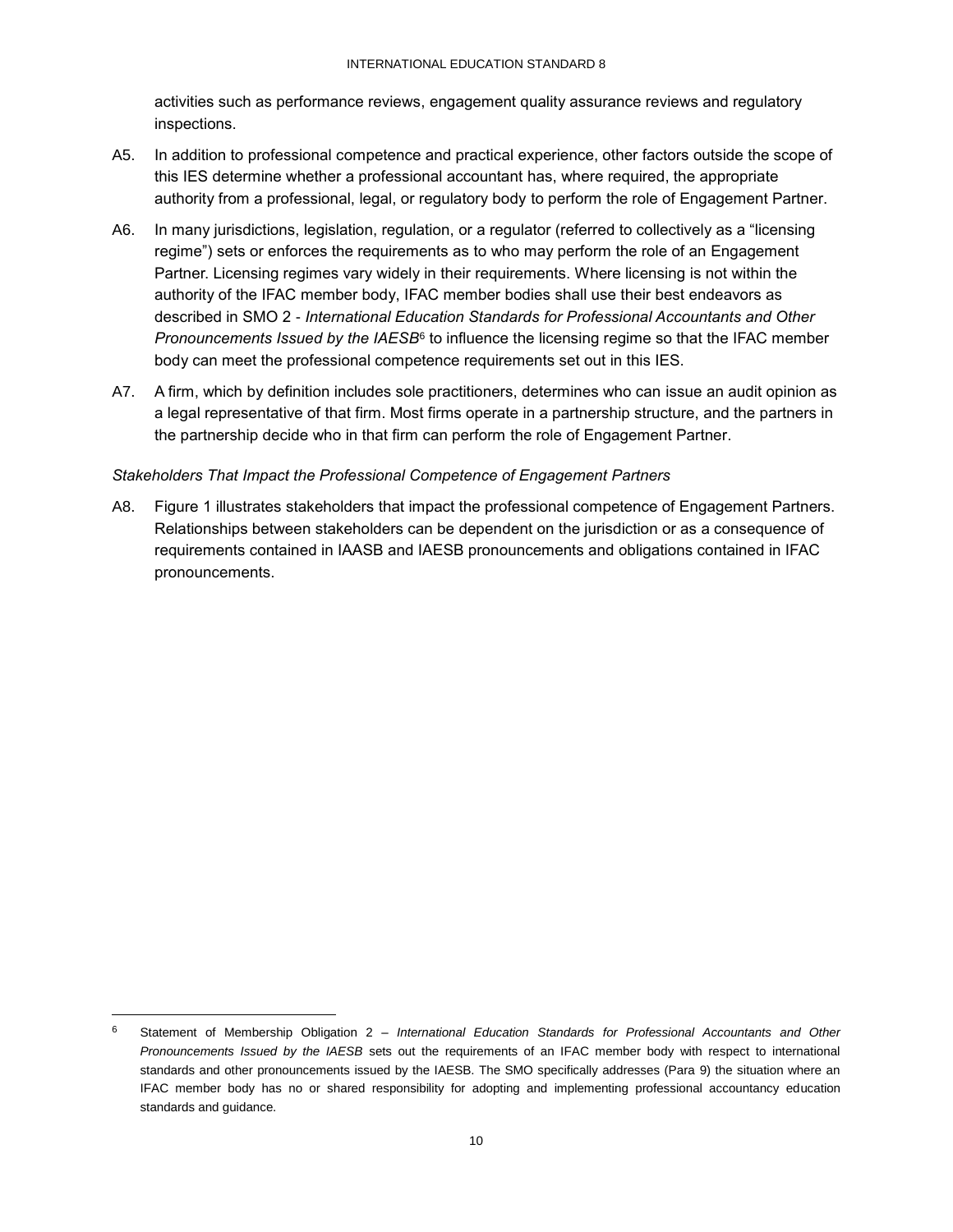activities such as performance reviews, engagement quality assurance reviews and regulatory inspections.

A5. In addition to professional competence and practical experience, other factors outside the scope of this IES determine whether a professional accountant has, where required, the appropriate authority from a professional, legal, or regulatory body to perform the role of Engagement Partner.

A6. In many jurisdictions, legislation, regulation, or a regulator (referred to collectively as a "licensing regime") sets or enforces the requirements as to who may perform the role of an Engagement Partner. Licensing regimes vary widely in their requirements. Where licensing is not within the authority of the IFAC member body, IFAC member bodies shall use their best endeavors as described in SMO 2 - *International Education Standards for Professional Accountants and Other Pronouncements Issued by the IAESB*[6] to influence the licensing regime so that the IFAC member body can meet the professional competence requirements set out in this IES.

A7. A firm, which by definition includes sole practitioners, determines who can issue an audit opinion as a legal representative of that firm. Most firms operate in a partnership structure, and the partners in the partnership decide who in that firm can perform the role of Engagement Partner.

*Stakeholders That Impact the Professional Competence of Engagement Partners*

A8. Figure 1 illustrates stakeholders that impact the professional competence of Engagement Partners. Relationships between stakeholders can be dependent on the jurisdiction or as a consequence of requirements contained in IAASB and IAESB pronouncements and obligations contained in IFAC pronouncements.

[6] Statement of Membership Obligation 2 – *International Education Standards for Professional Accountants and Other Pronouncements Issued by the IAESB* sets out the requirements of an IFAC member body with respect to international standards and other pronouncements issued by the IAESB. The SMO specifically addresses (Para 9) the situation where an IFAC member body has no or shared responsibility for adopting and implementing professional accountancy education standards and guidance.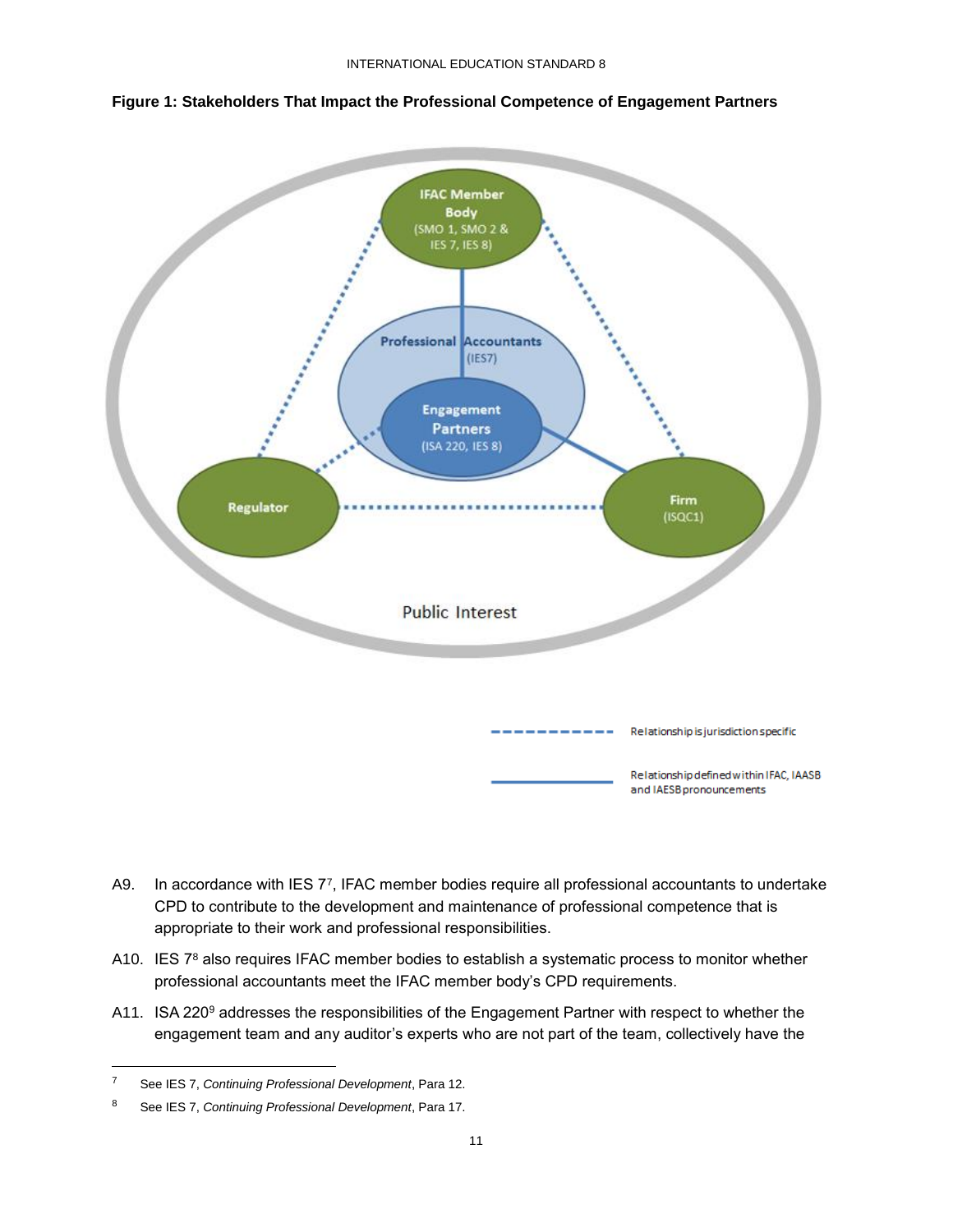**Figure 1: Stakeholders That Impact the Professional Competence of Engagement Partners**

A9. In accordance with IES 7[7], IFAC member bodies require all professional accountants to undertake CPD to contribute to the development and maintenance of professional competence that is appropriate to their work and professional responsibilities.

A10. IES 7[8] also requires IFAC member bodies to establish a systematic process to monitor whether professional accountants meet the IFAC member body's CPD requirements.

A11. ISA 220[9] addresses the responsibilities of the Engagement Partner with respect to whether the engagement team and any auditor's experts who are not part of the team, collectively have the

---

[7] See IES 7, *Continuing Professional Development*, Para 12.

[8] See IES 7, *Continuing Professional Development*, Para 17.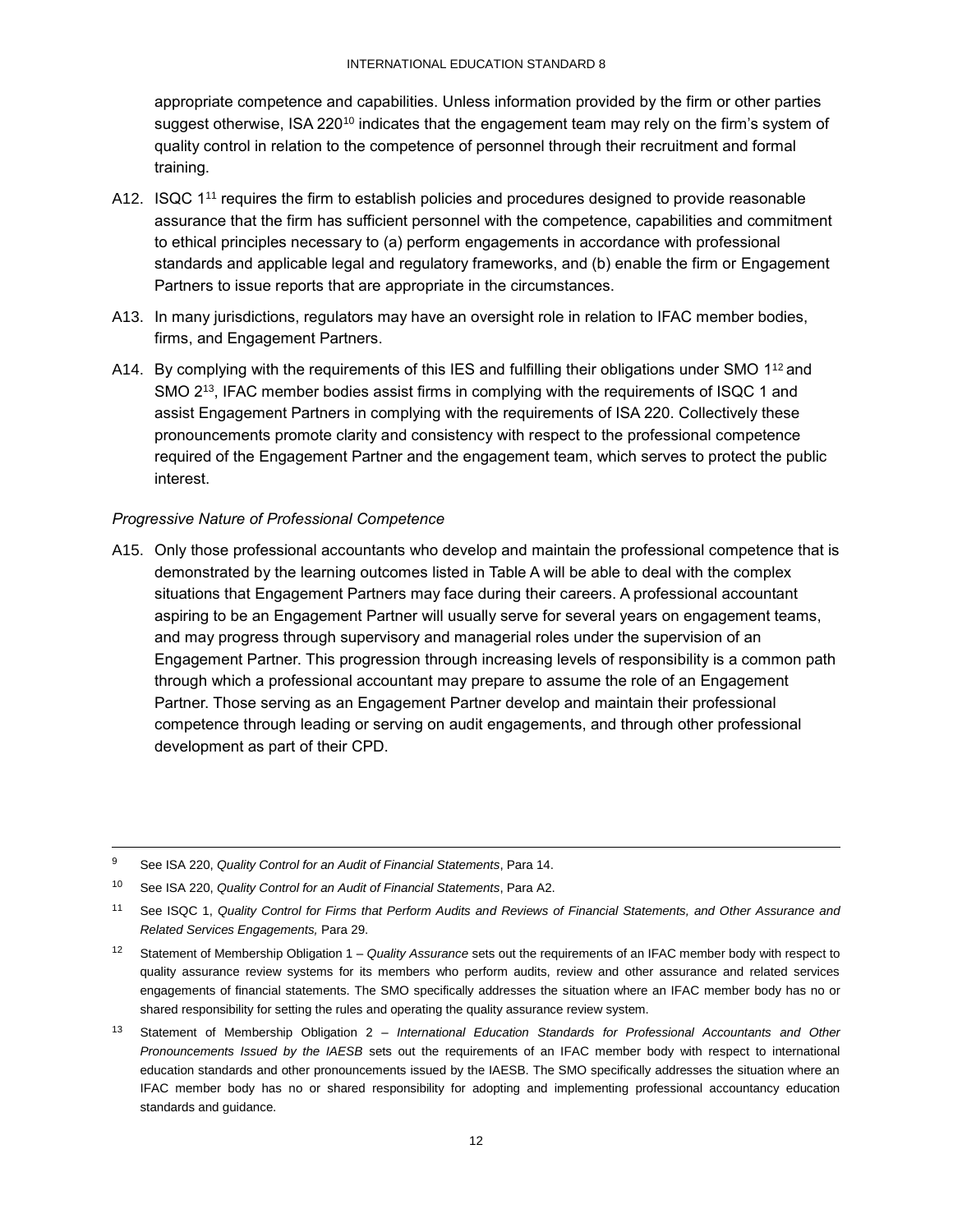appropriate competence and capabilities. Unless information provided by the firm or other parties suggest otherwise, ISA 220[10] indicates that the engagement team may rely on the firm's system of quality control in relation to the competence of personnel through their recruitment and formal training.

A12. ISQC 1[11] requires the firm to establish policies and procedures designed to provide reasonable assurance that the firm has sufficient personnel with the competence, capabilities and commitment to ethical principles necessary to (a) perform engagements in accordance with professional standards and applicable legal and regulatory frameworks, and (b) enable the firm or Engagement Partners to issue reports that are appropriate in the circumstances.

A13. In many jurisdictions, regulators may have an oversight role in relation to IFAC member bodies, firms, and Engagement Partners.

A14. By complying with the requirements of this IES and fulfilling their obligations under SMO 1[12] and SMO 2[13], IFAC member bodies assist firms in complying with the requirements of ISQC 1 and assist Engagement Partners in complying with the requirements of ISA 220. Collectively these pronouncements promote clarity and consistency with respect to the professional competence required of the Engagement Partner and the engagement team, which serves to protect the public interest.

*Progressive Nature of Professional Competence*

A15. Only those professional accountants who develop and maintain the professional competence that is demonstrated by the learning outcomes listed in Table A will be able to deal with the complex situations that Engagement Partners may face during their careers. A professional accountant aspiring to be an Engagement Partner will usually serve for several years on engagement teams, and may progress through supervisory and managerial roles under the supervision of an Engagement Partner. This progression through increasing levels of responsibility is a common path through which a professional accountant may prepare to assume the role of an Engagement Partner. Those serving as an Engagement Partner develop and maintain their professional competence through leading or serving on audit engagements, and through other professional development as part of their CPD.

---

[9] See ISA 220, *Quality Control for an Audit of Financial Statements*, Para 14.

[10] See ISA 220, *Quality Control for an Audit of Financial Statements*, Para A2.

[11] See ISQC 1, *Quality Control for Firms that Perform Audits and Reviews of Financial Statements, and Other Assurance and Related Services Engagements,* Para 29.

[12] Statement of Membership Obligation 1 – *Quality Assurance* sets out the requirements of an IFAC member body with respect to quality assurance review systems for its members who perform audits, review and other assurance and related services engagements of financial statements. The SMO specifically addresses the situation where an IFAC member body has no or shared responsibility for setting the rules and operating the quality assurance review system.

[13] Statement of Membership Obligation 2 – *International Education Standards for Professional Accountants and Other Pronouncements Issued by the IAESB* sets out the requirements of an IFAC member body with respect to international education standards and other pronouncements issued by the IAESB. The SMO specifically addresses the situation where an IFAC member body has no or shared responsibility for adopting and implementing professional accountancy education standards and guidance.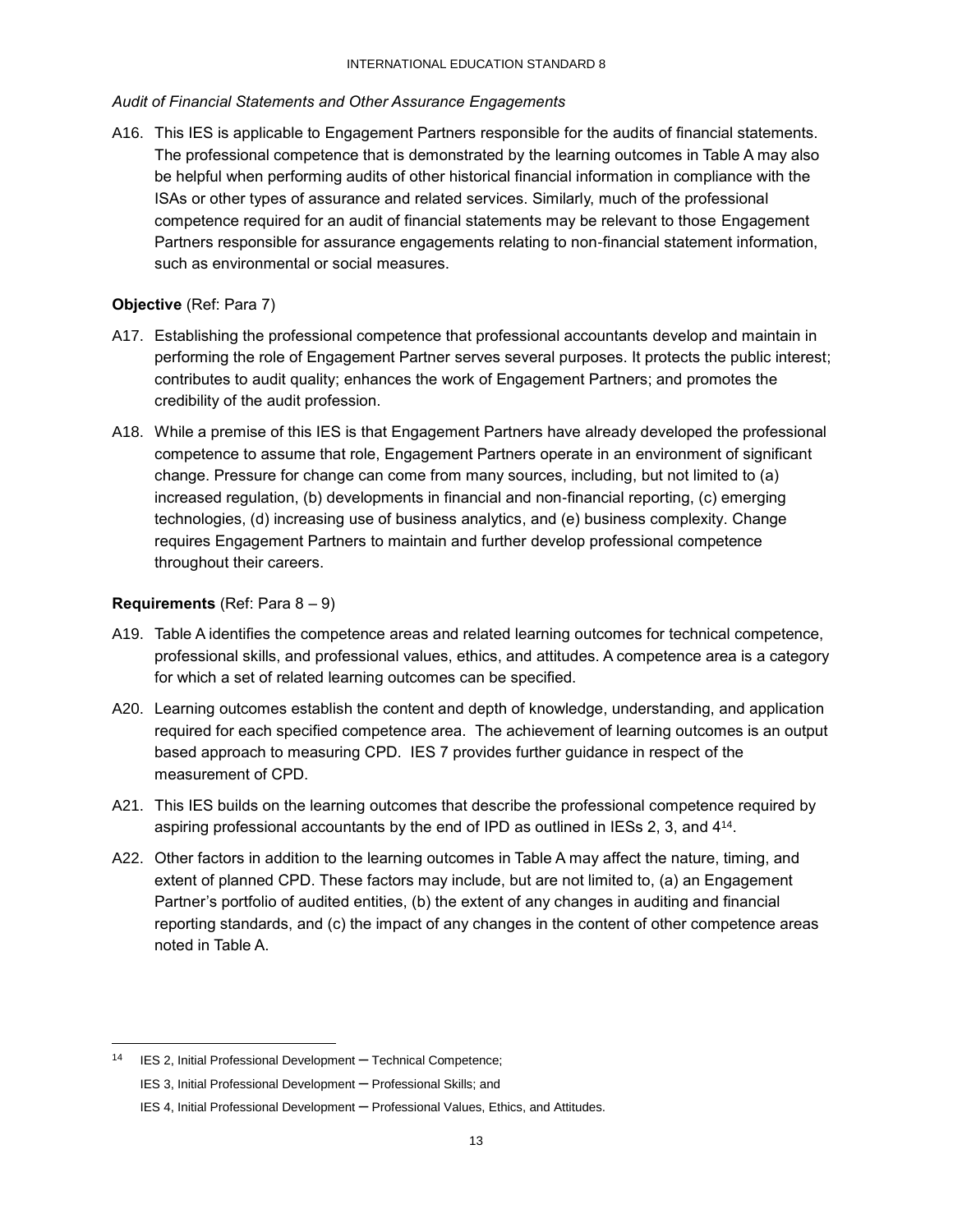*Audit of Financial Statements and Other Assurance Engagements*

A16. This IES is applicable to Engagement Partners responsible for the audits of financial statements. The professional competence that is demonstrated by the learning outcomes in Table A may also be helpful when performing audits of other historical financial information in compliance with the ISAs or other types of assurance and related services. Similarly, much of the professional competence required for an audit of financial statements may be relevant to those Engagement Partners responsible for assurance engagements relating to non-financial statement information, such as environmental or social measures.

**Objective** (Ref: Para 7)

A17. Establishing the professional competence that professional accountants develop and maintain in performing the role of Engagement Partner serves several purposes. It protects the public interest; contributes to audit quality; enhances the work of Engagement Partners; and promotes the credibility of the audit profession.

A18. While a premise of this IES is that Engagement Partners have already developed the professional competence to assume that role, Engagement Partners operate in an environment of significant change. Pressure for change can come from many sources, including, but not limited to (a) increased regulation, (b) developments in financial and non-financial reporting, (c) emerging technologies, (d) increasing use of business analytics, and (e) business complexity. Change requires Engagement Partners to maintain and further develop professional competence throughout their careers.

**Requirements** (Ref: Para 8 – 9)

A19. Table A identifies the competence areas and related learning outcomes for technical competence, professional skills, and professional values, ethics, and attitudes. A competence area is a category for which a set of related learning outcomes can be specified.

A20. Learning outcomes establish the content and depth of knowledge, understanding, and application required for each specified competence area. The achievement of learning outcomes is an output based approach to measuring CPD. IES 7 provides further guidance in respect of the measurement of CPD.

A21. This IES builds on the learning outcomes that describe the professional competence required by aspiring professional accountants by the end of IPD as outlined in IESs 2, 3, and 4[14].

A22. Other factors in addition to the learning outcomes in Table A may affect the nature, timing, and extent of planned CPD. These factors may include, but are not limited to, (a) an Engagement Partner's portfolio of audited entities, (b) the extent of any changes in auditing and financial reporting standards, and (c) the impact of any changes in the content of other competence areas noted in Table A.

---

[14] IES 2, Initial Professional Development ─ Technical Competence;
IES 3, Initial Professional Development ─ Professional Skills; and
IES 4, Initial Professional Development ─ Professional Values, Ethics, and Attitudes.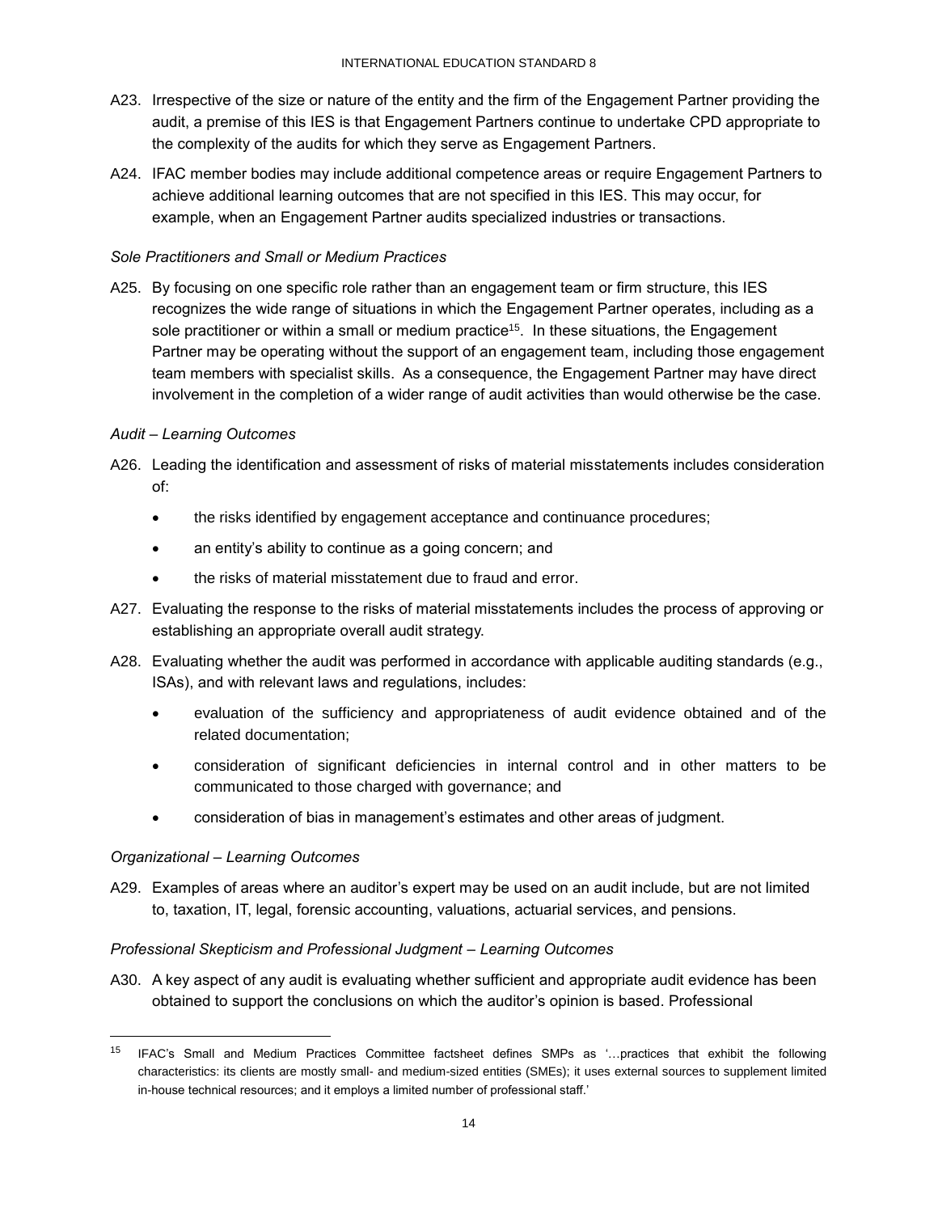A23. Irrespective of the size or nature of the entity and the firm of the Engagement Partner providing the audit, a premise of this IES is that Engagement Partners continue to undertake CPD appropriate to the complexity of the audits for which they serve as Engagement Partners.

A24. IFAC member bodies may include additional competence areas or require Engagement Partners to achieve additional learning outcomes that are not specified in this IES. This may occur, for example, when an Engagement Partner audits specialized industries or transactions.

*Sole Practitioners and Small or Medium Practices*

A25. By focusing on one specific role rather than an engagement team or firm structure, this IES recognizes the wide range of situations in which the Engagement Partner operates, including as a sole practitioner or within a small or medium practice[15]. In these situations, the Engagement Partner may be operating without the support of an engagement team, including those engagement team members with specialist skills. As a consequence, the Engagement Partner may have direct involvement in the completion of a wider range of audit activities than would otherwise be the case.

*Audit – Learning Outcomes*

A26. Leading the identification and assessment of risks of material misstatements includes consideration of:

- the risks identified by engagement acceptance and continuance procedures;
- an entity's ability to continue as a going concern; and
- the risks of material misstatement due to fraud and error.

A27. Evaluating the response to the risks of material misstatements includes the process of approving or establishing an appropriate overall audit strategy.

A28. Evaluating whether the audit was performed in accordance with applicable auditing standards (e.g., ISAs), and with relevant laws and regulations, includes:

- evaluation of the sufficiency and appropriateness of audit evidence obtained and of the related documentation;
- consideration of significant deficiencies in internal control and in other matters to be communicated to those charged with governance; and
- consideration of bias in management's estimates and other areas of judgment.

*Organizational – Learning Outcomes*

A29. Examples of areas where an auditor's expert may be used on an audit include, but are not limited to, taxation, IT, legal, forensic accounting, valuations, actuarial services, and pensions.

*Professional Skepticism and Professional Judgment – Learning Outcomes*

A30. A key aspect of any audit is evaluating whether sufficient and appropriate audit evidence has been obtained to support the conclusions on which the auditor's opinion is based. Professional

---

[15] IFAC's Small and Medium Practices Committee factsheet defines SMPs as '…practices that exhibit the following characteristics: its clients are mostly small- and medium-sized entities (SMEs); it uses external sources to supplement limited in-house technical resources; and it employs a limited number of professional staff.'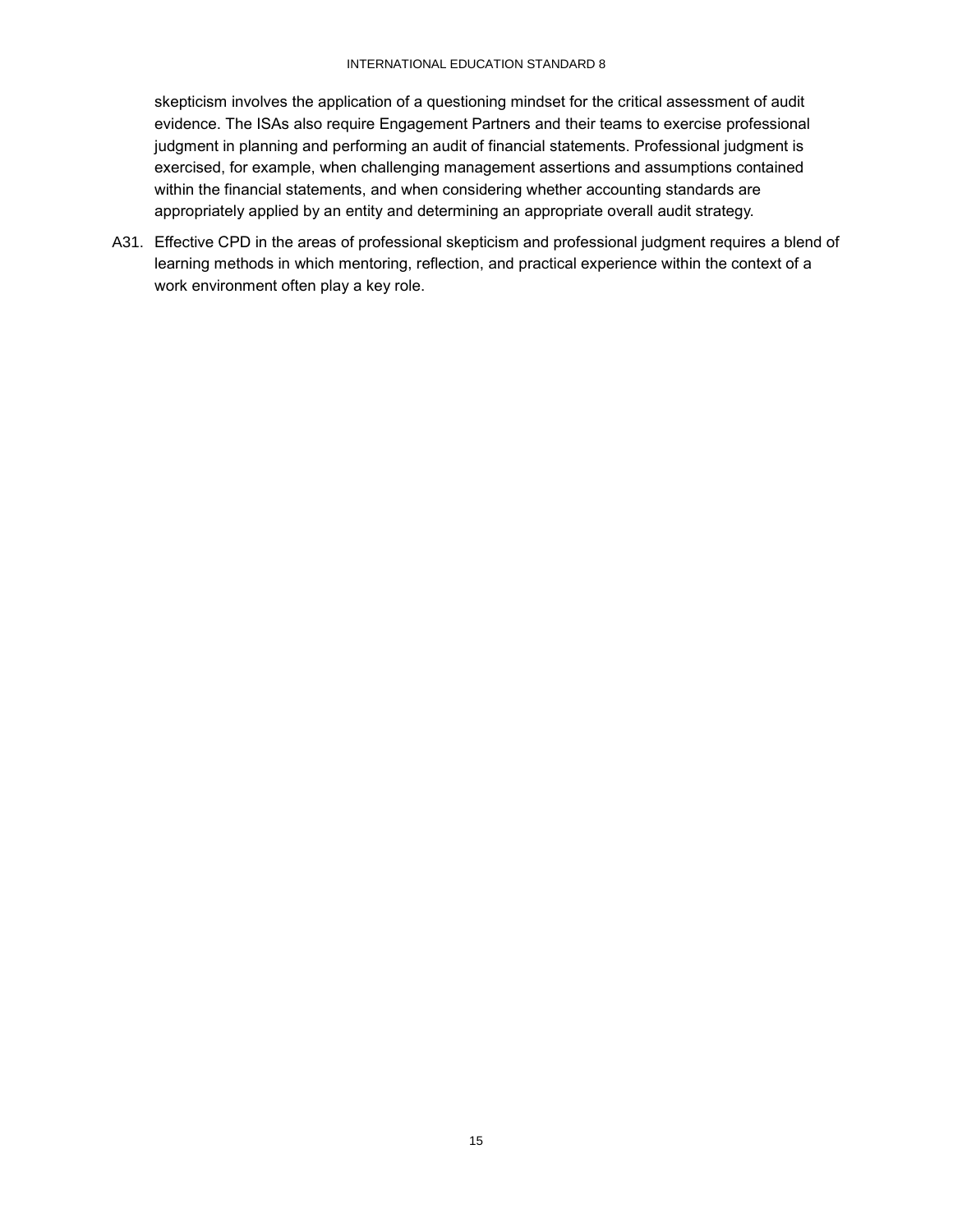skepticism involves the application of a questioning mindset for the critical assessment of audit evidence. The ISAs also require Engagement Partners and their teams to exercise professional judgment in planning and performing an audit of financial statements. Professional judgment is exercised, for example, when challenging management assertions and assumptions contained within the financial statements, and when considering whether accounting standards are appropriately applied by an entity and determining an appropriate overall audit strategy.

A31. Effective CPD in the areas of professional skepticism and professional judgment requires a blend of learning methods in which mentoring, reflection, and practical experience within the context of a work environment often play a key role.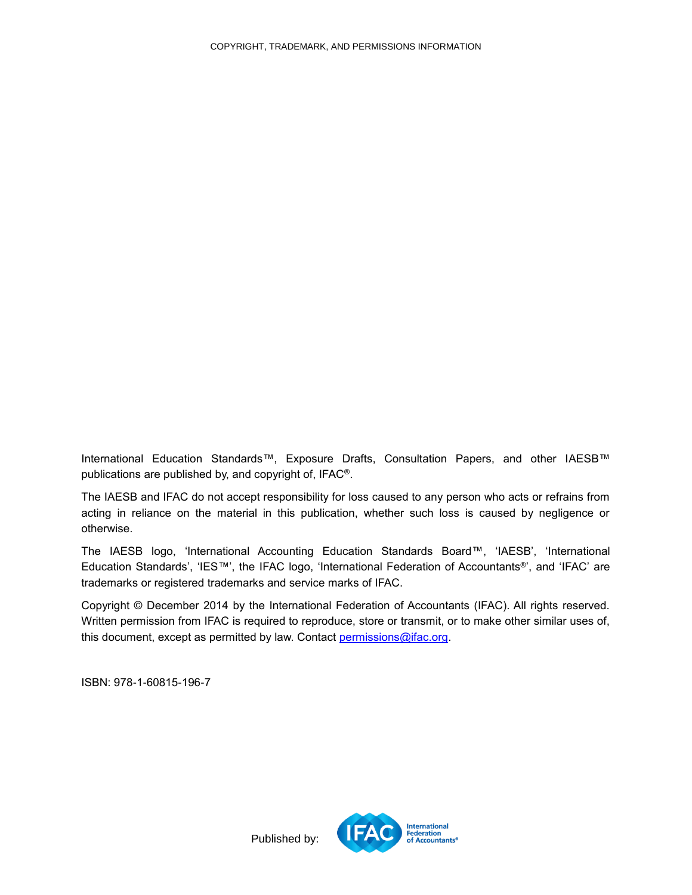COPYRIGHT, TRADEMARK, AND PERMISSIONS INFORMATION

International Education Standards™, Exposure Drafts, Consultation Papers, and other IAESB™ publications are published by, and copyright of, IFAC®.

The IAESB and IFAC do not accept responsibility for loss caused to any person who acts or refrains from acting in reliance on the material in this publication, whether such loss is caused by negligence or otherwise.

The IAESB logo, 'International Accounting Education Standards Board™', 'IAESB', 'International Education Standards', 'IES™', the IFAC logo, 'International Federation of Accountants®', and 'IFAC' are trademarks or registered trademarks and service marks of IFAC.

Copyright © December 2014 by the International Federation of Accountants (IFAC). All rights reserved. Written permission from IFAC is required to reproduce, store or transmit, or to make other similar uses of, this document, except as permitted by law. Contact permissions@ifac.org.

ISBN: 978-1-60815-196-7

Published by: IFAC International Federation of Accountants®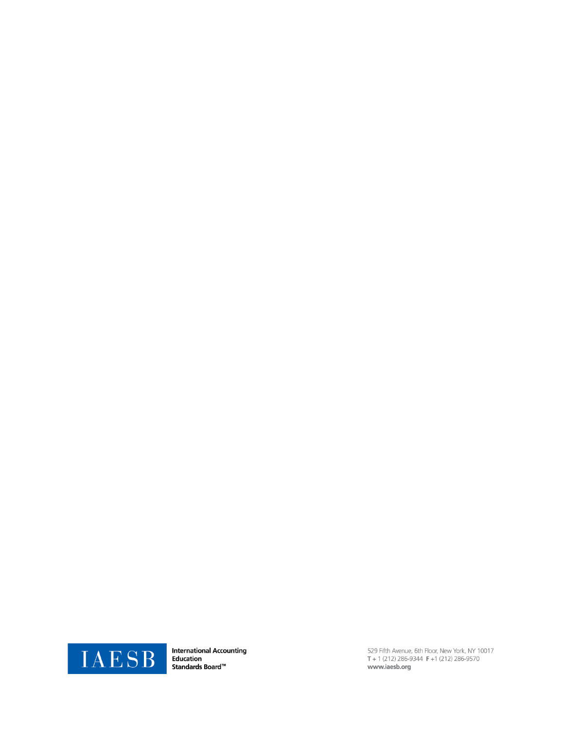IAESB

**International Accounting Education Standards Board™**

529 Fifth Avenue, 6th Floor, New York, NY 10017
**T** + 1 (212) 286-9344 **F** +1 (212) 286-9570
**www.iaesb.org**